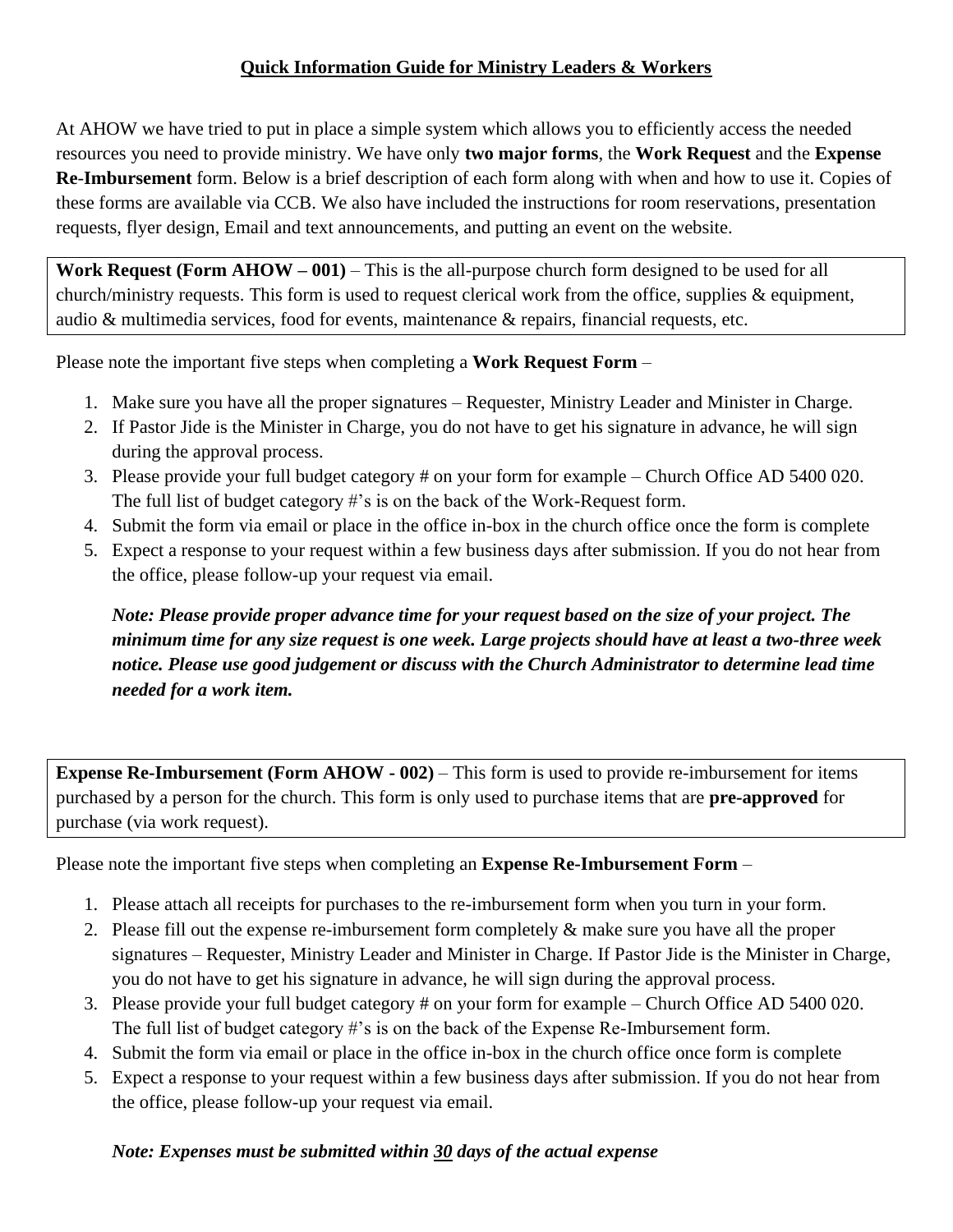# Quick Information Guide for Ministry Leaders & Workers

At AHOW we have tried to put in place a simple system which allows you to efficiently access the needed resources you need to provide ministry. We have only **two major forms**, the **Work Request** and the **Expense Re-Imbursement** form. Below is a brief description of each form along with when and how to use it. Copies of these forms are available via CCB. We also have included the instructions for room reservations, presentation requests, flyer design, Email and text announcements, and putting an event on the website.

**Work Request (Form AHOW – 001)** – This is the all-purpose church form designed to be used for all church/ministry requests. This form is used to request clerical work from the office, supplies & equipment, audio & multimedia services, food for events, maintenance & repairs, financial requests, etc.

Please note the important five steps when completing a **Work Request Form** –

1. Make sure you have all the proper signatures – Requester, Ministry Leader and Minister in Charge.
2. If Pastor Jide is the Minister in Charge, you do not have to get his signature in advance, he will sign during the approval process.
3. Please provide your full budget category # on your form for example – Church Office AD 5400 020. The full list of budget category #'s is on the back of the Work-Request form.
4. Submit the form via email or place in the office in-box in the church office once the form is complete
5. Expect a response to your request within a few business days after submission. If you do not hear from the office, please follow-up your request via email.

***Note: Please provide proper advance time for your request based on the size of your project. The minimum time for any size request is one week. Large projects should have at least a two-three week notice. Please use good judgement or discuss with the Church Administrator to determine lead time needed for a work item.***

**Expense Re-Imbursement (Form AHOW - 002)** – This form is used to provide re-imbursement for items purchased by a person for the church. This form is only used to purchase items that are **pre-approved** for purchase (via work request).

Please note the important five steps when completing an **Expense Re-Imbursement Form** –

1. Please attach all receipts for purchases to the re-imbursement form when you turn in your form.
2. Please fill out the expense re-imbursement form completely & make sure you have all the proper signatures – Requester, Ministry Leader and Minister in Charge. If Pastor Jide is the Minister in Charge, you do not have to get his signature in advance, he will sign during the approval process.
3. Please provide your full budget category # on your form for example – Church Office AD 5400 020. The full list of budget category #'s is on the back of the Expense Re-Imbursement form.
4. Submit the form via email or place in the office in-box in the church office once form is complete
5. Expect a response to your request within a few business days after submission. If you do not hear from the office, please follow-up your request via email.

***Note: Expenses must be submitted within 30 days of the actual expense***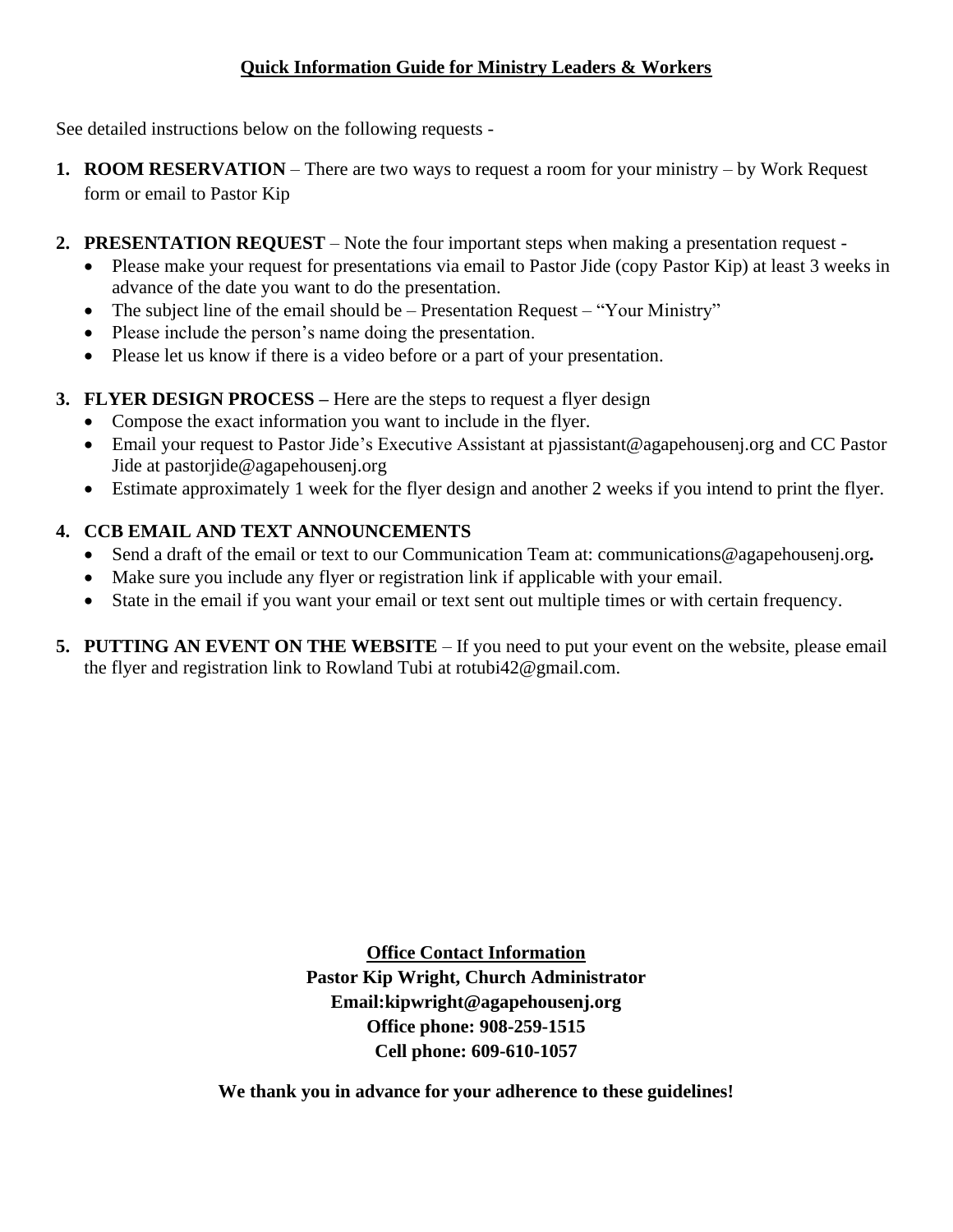## Quick Information Guide for Ministry Leaders & Workers

See detailed instructions below on the following requests -

1. **ROOM RESERVATION** – There are two ways to request a room for your ministry – by Work Request form or email to Pastor Kip

2. **PRESENTATION REQUEST** – Note the four important steps when making a presentation request -
   - Please make your request for presentations via email to Pastor Jide (copy Pastor Kip) at least 3 weeks in advance of the date you want to do the presentation.
   - The subject line of the email should be – Presentation Request – "Your Ministry"
   - Please include the person's name doing the presentation.
   - Please let us know if there is a video before or a part of your presentation.

3. **FLYER DESIGN PROCESS –** Here are the steps to request a flyer design
   - Compose the exact information you want to include in the flyer.
   - Email your request to Pastor Jide's Executive Assistant at pjassistant@agapehousenj.org and CC Pastor Jide at pastorjide@agapehousenj.org
   - Estimate approximately 1 week for the flyer design and another 2 weeks if you intend to print the flyer.

4. **CCB EMAIL AND TEXT ANNOUNCEMENTS**
   - Send a draft of the email or text to our Communication Team at: communications@agapehousenj.org**.**
   - Make sure you include any flyer or registration link if applicable with your email.
   - State in the email if you want your email or text sent out multiple times or with certain frequency.

5. **PUTTING AN EVENT ON THE WEBSITE** – If you need to put your event on the website, please email the flyer and registration link to Rowland Tubi at rotubi42@gmail.com.

**Office Contact Information**
**Pastor Kip Wright, Church Administrator**
**Email:kipwright@agapehousenj.org**
**Office phone: 908-259-1515**
**Cell phone: 609-610-1057**

**We thank you in advance for your adherence to these guidelines!**